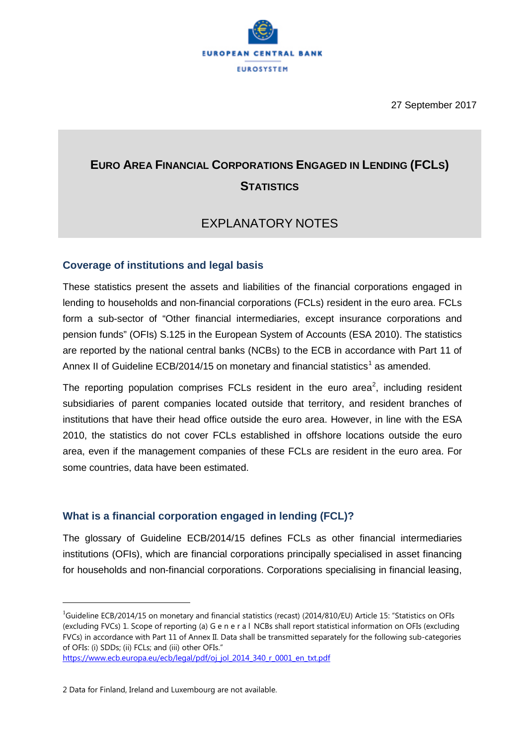EUROPEAN CENTRAL BANK

EUROSYSTEM

27 September 2017

# EURO AREA FINANCIAL CORPORATIONS ENGAGED IN LENDING (FCLS) STATISTICS

## EXPLANATORY NOTES

### Coverage of institutions and legal basis

These statistics present the assets and liabilities of the financial corporations engaged in lending to households and non-financial corporations (FCLs) resident in the euro area. FCLs form a sub-sector of "Other financial intermediaries, except insurance corporations and pension funds" (OFIs) S.125 in the European System of Accounts (ESA 2010). The statistics are reported by the national central banks (NCBs) to the ECB in accordance with Part 11 of Annex II of Guideline ECB/2014/15 on monetary and financial statistics[1] as amended.

The reporting population comprises FCLs resident in the euro area[2], including resident subsidiaries of parent companies located outside that territory, and resident branches of institutions that have their head office outside the euro area. However, in line with the ESA 2010, the statistics do not cover FCLs established in offshore locations outside the euro area, even if the management companies of these FCLs are resident in the euro area. For some countries, data have been estimated.

### What is a financial corporation engaged in lending (FCL)?

The glossary of Guideline ECB/2014/15 defines FCLs as other financial intermediaries institutions (OFIs), which are financial corporations principally specialised in asset financing for households and non-financial corporations. Corporations specialising in financial leasing,

---

[1] Guideline ECB/2014/15 on monetary and financial statistics (recast) (2014/810/EU) Article 15: "Statistics on OFIs (excluding FVCs) 1. Scope of reporting (a) G e n e r a l NCBs shall report statistical information on OFIs (excluding FVCs) in accordance with Part 11 of Annex II. Data shall be transmitted separately for the following sub-categories of OFIs: (i) SDDs; (ii) FCLs; and (iii) other OFIs."
https://www.ecb.europa.eu/ecb/legal/pdf/oj_jol_2014_340_r_0001_en_txt.pdf

[2] Data for Finland, Ireland and Luxembourg are not available.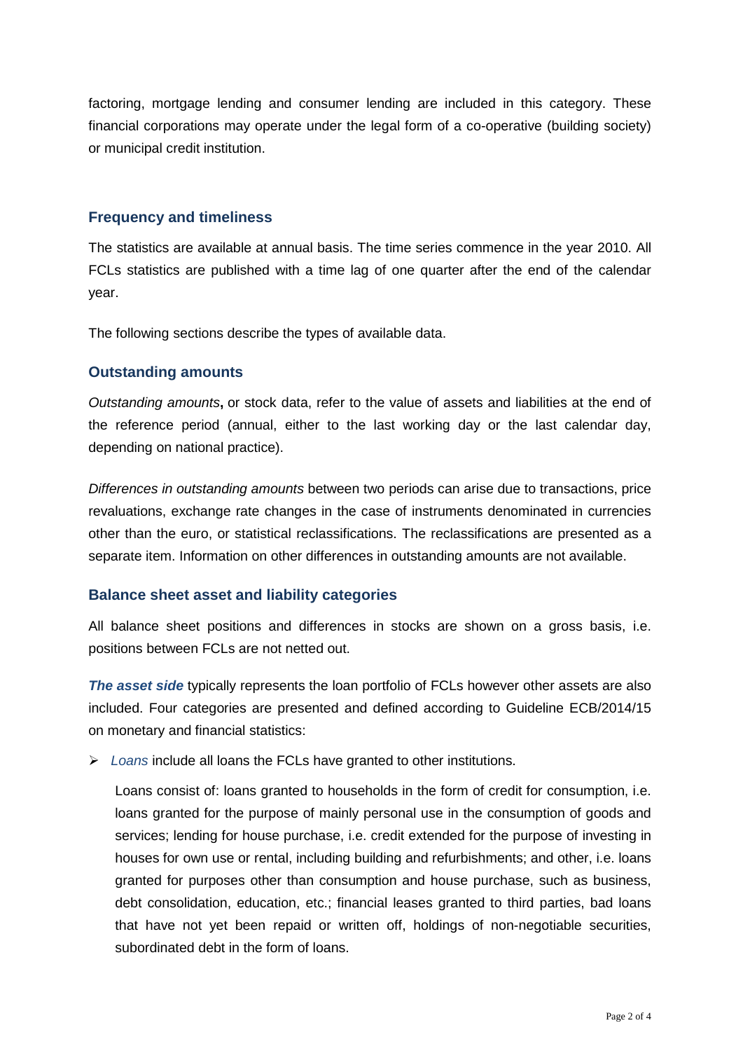factoring, mortgage lending and consumer lending are included in this category. These financial corporations may operate under the legal form of a co-operative (building society) or municipal credit institution.

## Frequency and timeliness

The statistics are available at annual basis. The time series commence in the year 2010. All FCLs statistics are published with a time lag of one quarter after the end of the calendar year.

The following sections describe the types of available data.

## Outstanding amounts

*Outstanding amounts***,** or stock data, refer to the value of assets and liabilities at the end of the reference period (annual, either to the last working day or the last calendar day, depending on national practice).

*Differences in outstanding amounts* between two periods can arise due to transactions, price revaluations, exchange rate changes in the case of instruments denominated in currencies other than the euro, or statistical reclassifications. The reclassifications are presented as a separate item. Information on other differences in outstanding amounts are not available.

## Balance sheet asset and liability categories

All balance sheet positions and differences in stocks are shown on a gross basis, i.e. positions between FCLs are not netted out.

***The asset side*** typically represents the loan portfolio of FCLs however other assets are also included. Four categories are presented and defined according to Guideline ECB/2014/15 on monetary and financial statistics:

- *Loans* include all loans the FCLs have granted to other institutions.

  Loans consist of: loans granted to households in the form of credit for consumption, i.e. loans granted for the purpose of mainly personal use in the consumption of goods and services; lending for house purchase, i.e. credit extended for the purpose of investing in houses for own use or rental, including building and refurbishments; and other, i.e. loans granted for purposes other than consumption and house purchase, such as business, debt consolidation, education, etc.; financial leases granted to third parties, bad loans that have not yet been repaid or written off, holdings of non-negotiable securities, subordinated debt in the form of loans.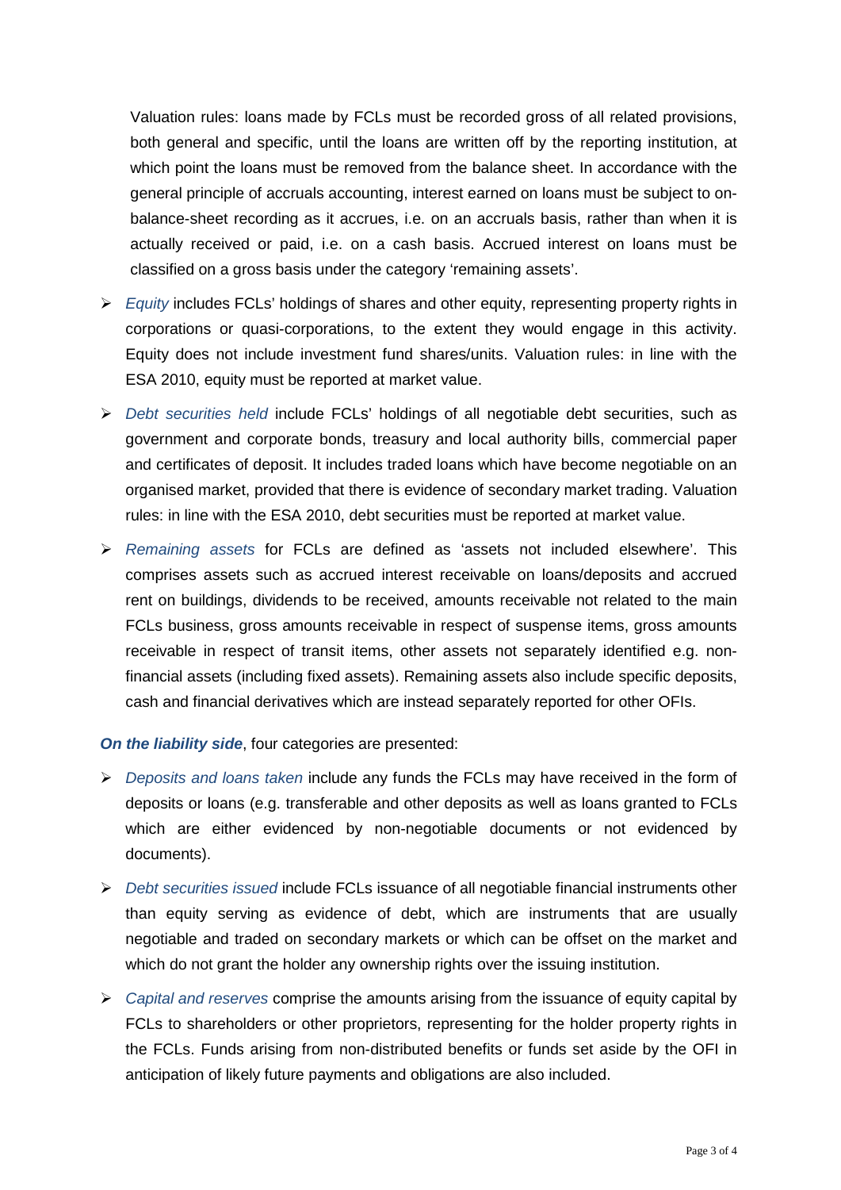Valuation rules: loans made by FCLs must be recorded gross of all related provisions, both general and specific, until the loans are written off by the reporting institution, at which point the loans must be removed from the balance sheet. In accordance with the general principle of accruals accounting, interest earned on loans must be subject to on-balance-sheet recording as it accrues, i.e. on an accruals basis, rather than when it is actually received or paid, i.e. on a cash basis. Accrued interest on loans must be classified on a gross basis under the category 'remaining assets'.

- *Equity* includes FCLs' holdings of shares and other equity, representing property rights in corporations or quasi-corporations, to the extent they would engage in this activity. Equity does not include investment fund shares/units. Valuation rules: in line with the ESA 2010, equity must be reported at market value.
- *Debt securities held* include FCLs' holdings of all negotiable debt securities, such as government and corporate bonds, treasury and local authority bills, commercial paper and certificates of deposit. It includes traded loans which have become negotiable on an organised market, provided that there is evidence of secondary market trading. Valuation rules: in line with the ESA 2010, debt securities must be reported at market value.
- *Remaining assets* for FCLs are defined as 'assets not included elsewhere'. This comprises assets such as accrued interest receivable on loans/deposits and accrued rent on buildings, dividends to be received, amounts receivable not related to the main FCLs business, gross amounts receivable in respect of suspense items, gross amounts receivable in respect of transit items, other assets not separately identified e.g. non-financial assets (including fixed assets). Remaining assets also include specific deposits, cash and financial derivatives which are instead separately reported for other OFIs.

***On the liability side***, four categories are presented:

- *Deposits and loans taken* include any funds the FCLs may have received in the form of deposits or loans (e.g. transferable and other deposits as well as loans granted to FCLs which are either evidenced by non-negotiable documents or not evidenced by documents).
- *Debt securities issued* include FCLs issuance of all negotiable financial instruments other than equity serving as evidence of debt, which are instruments that are usually negotiable and traded on secondary markets or which can be offset on the market and which do not grant the holder any ownership rights over the issuing institution.
- *Capital and reserves* comprise the amounts arising from the issuance of equity capital by FCLs to shareholders or other proprietors, representing for the holder property rights in the FCLs. Funds arising from non-distributed benefits or funds set aside by the OFI in anticipation of likely future payments and obligations are also included.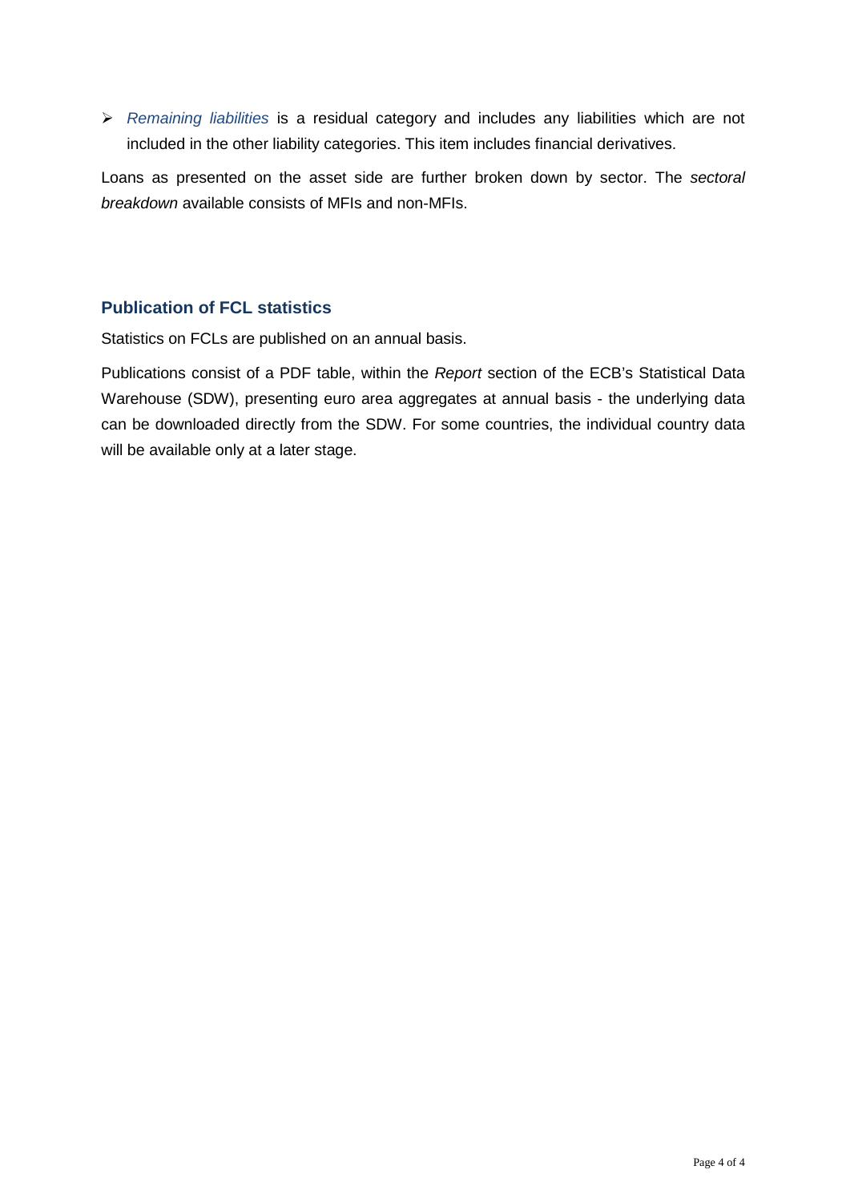- *Remaining liabilities* is a residual category and includes any liabilities which are not included in the other liability categories. This item includes financial derivatives.

Loans as presented on the asset side are further broken down by sector. The *sectoral breakdown* available consists of MFIs and non-MFIs.

## Publication of FCL statistics

Statistics on FCLs are published on an annual basis.

Publications consist of a PDF table, within the *Report* section of the ECB's Statistical Data Warehouse (SDW), presenting euro area aggregates at annual basis - the underlying data can be downloaded directly from the SDW. For some countries, the individual country data will be available only at a later stage.